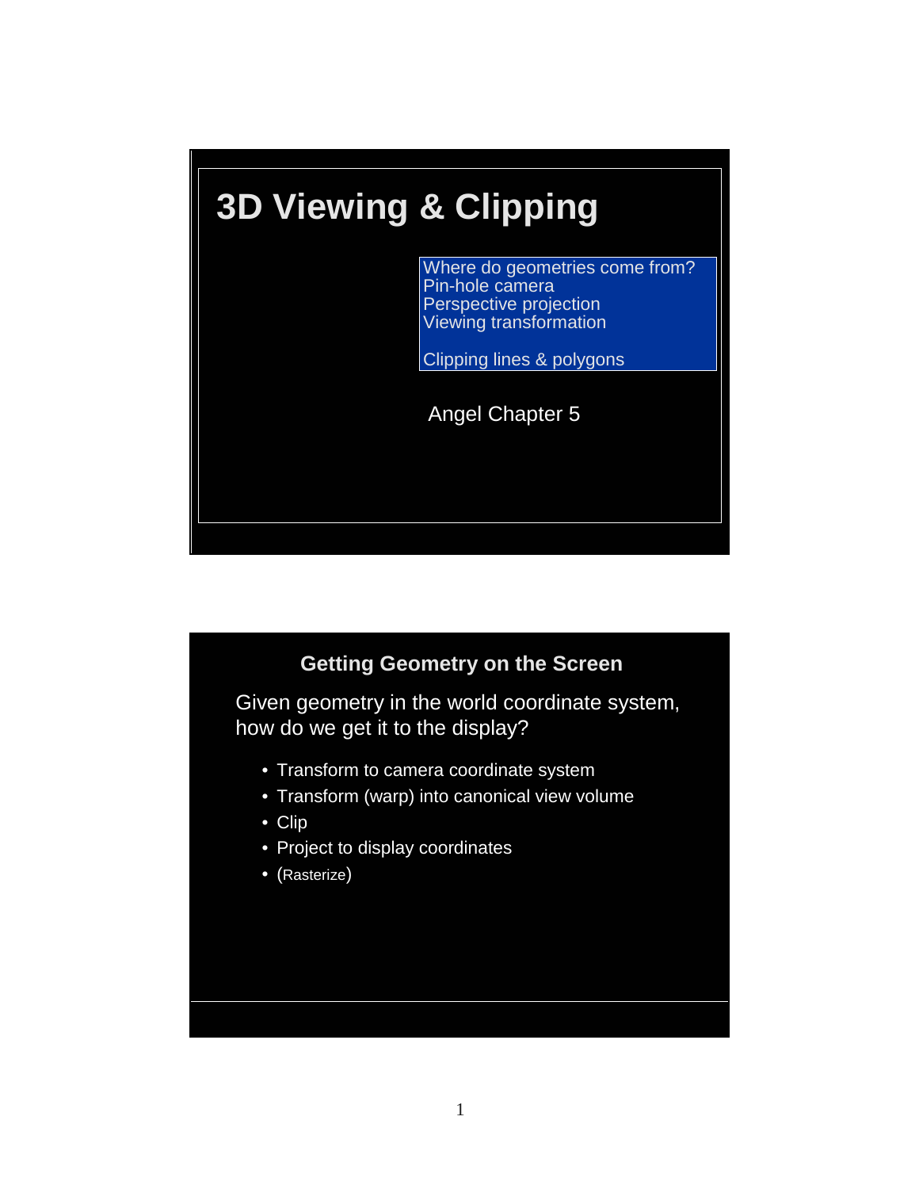# 3D Viewing & Clipping

Where do geometries come from?
Pin-hole camera
Perspective projection
Viewing transformation

Clipping lines & polygons

Angel Chapter 5

## Getting Geometry on the Screen

Given geometry in the world coordinate system, how do we get it to the display?

- Transform to camera coordinate system
- Transform (warp) into canonical view volume
- Clip
- Project to display coordinates
- (Rasterize)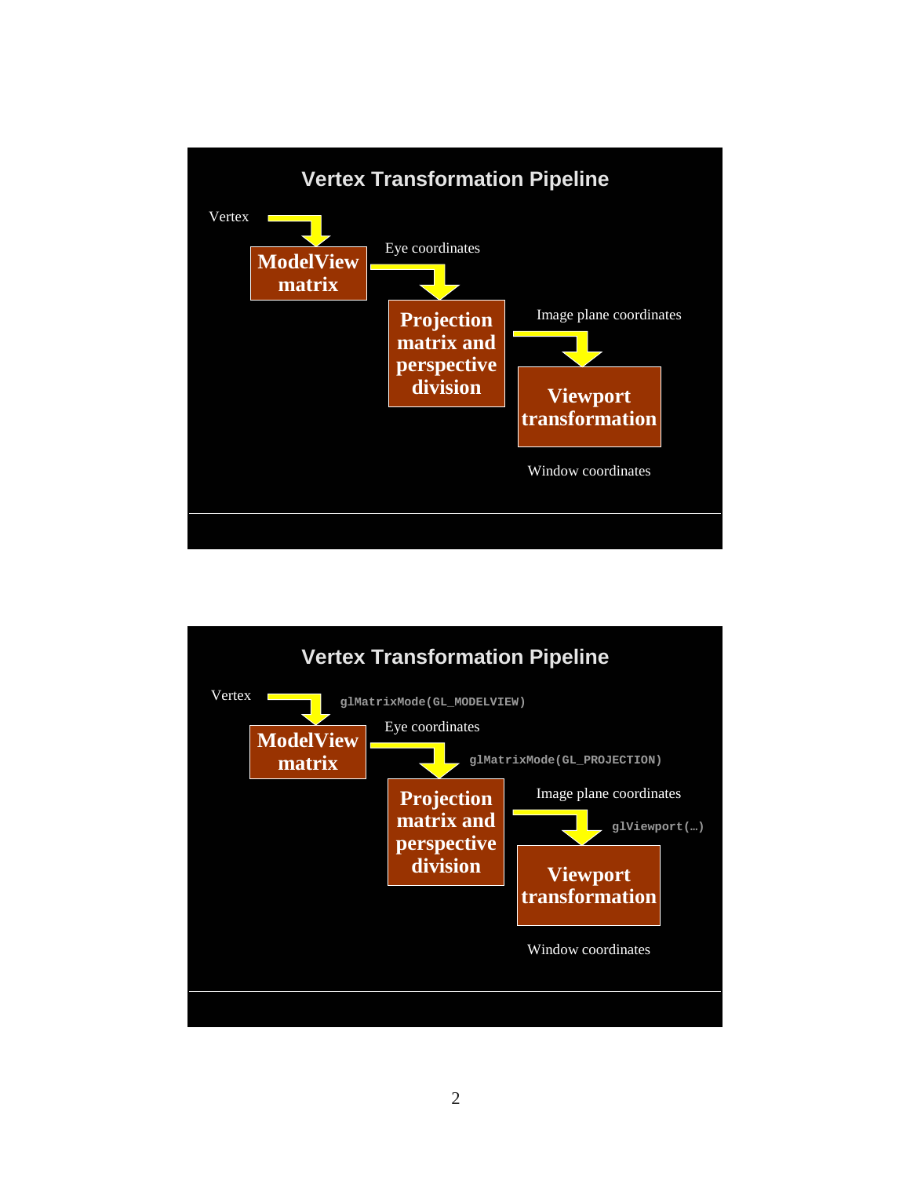## Vertex Transformation Pipeline

Vertex

**ModelView matrix**

Eye coordinates

**Projection matrix and perspective division**

Image plane coordinates

**Viewport transformation**

Window coordinates

## Vertex Transformation Pipeline

Vertex

`glMatrixMode(GL_MODELVIEW)`

**ModelView matrix**

Eye coordinates

`glMatrixMode(GL_PROJECTION)`

**Projection matrix and perspective division**

Image plane coordinates

`glViewport(…)`

**Viewport transformation**

Window coordinates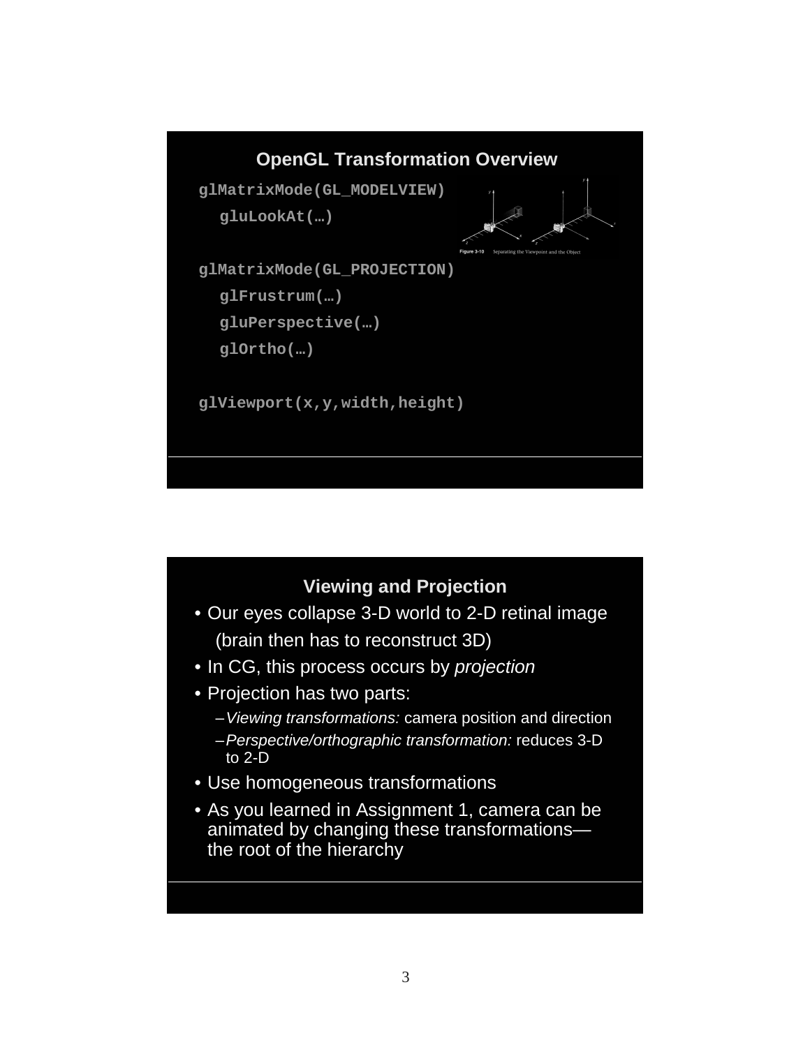## OpenGL Transformation Overview

```
glMatrixMode(GL_MODELVIEW)
  gluLookAt(…)

glMatrixMode(GL_PROJECTION)
  glFrustrum(…)
  gluPerspective(…)
  glOrtho(…)

glViewport(x,y,width,height)
```

Figure 3-10 Separating the Viewpoint and the Object

## Viewing and Projection

- Our eyes collapse 3-D world to 2-D retinal image (brain then has to reconstruct 3D)
- In CG, this process occurs by *projection*
- Projection has two parts:
  - *Viewing transformations:* camera position and direction
  - *Perspective/orthographic transformation:* reduces 3-D to 2-D
- Use homogeneous transformations
- As you learned in Assignment 1, camera can be animated by changing these transformations—the root of the hierarchy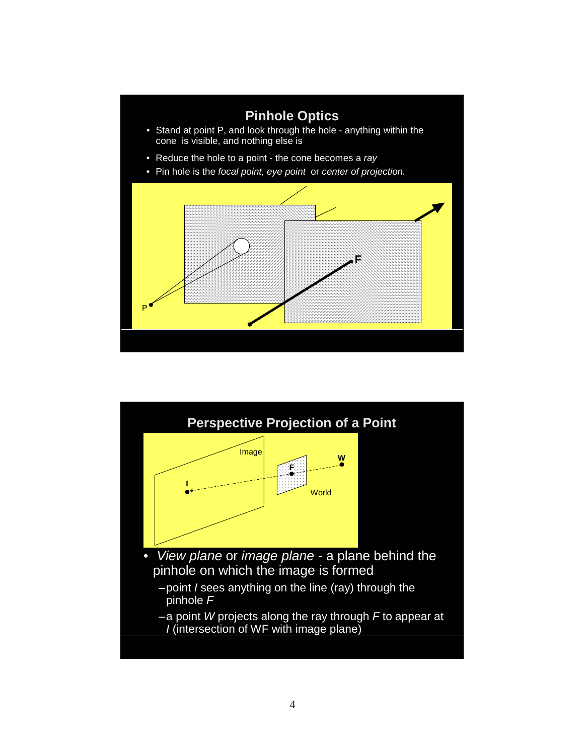## Pinhole Optics

- Stand at point P, and look through the hole - anything within the cone is visible, and nothing else is
- Reduce the hole to a point - the cone becomes a *ray*
- Pin hole is the *focal point, eye point* or *center of projection.*

## Perspective Projection of a Point

- *View plane* or *image plane* - a plane behind the pinhole on which the image is formed
  - point *I* sees anything on the line (ray) through the pinhole *F*
  - a point *W* projects along the ray through *F* to appear at *I* (intersection of WF with image plane)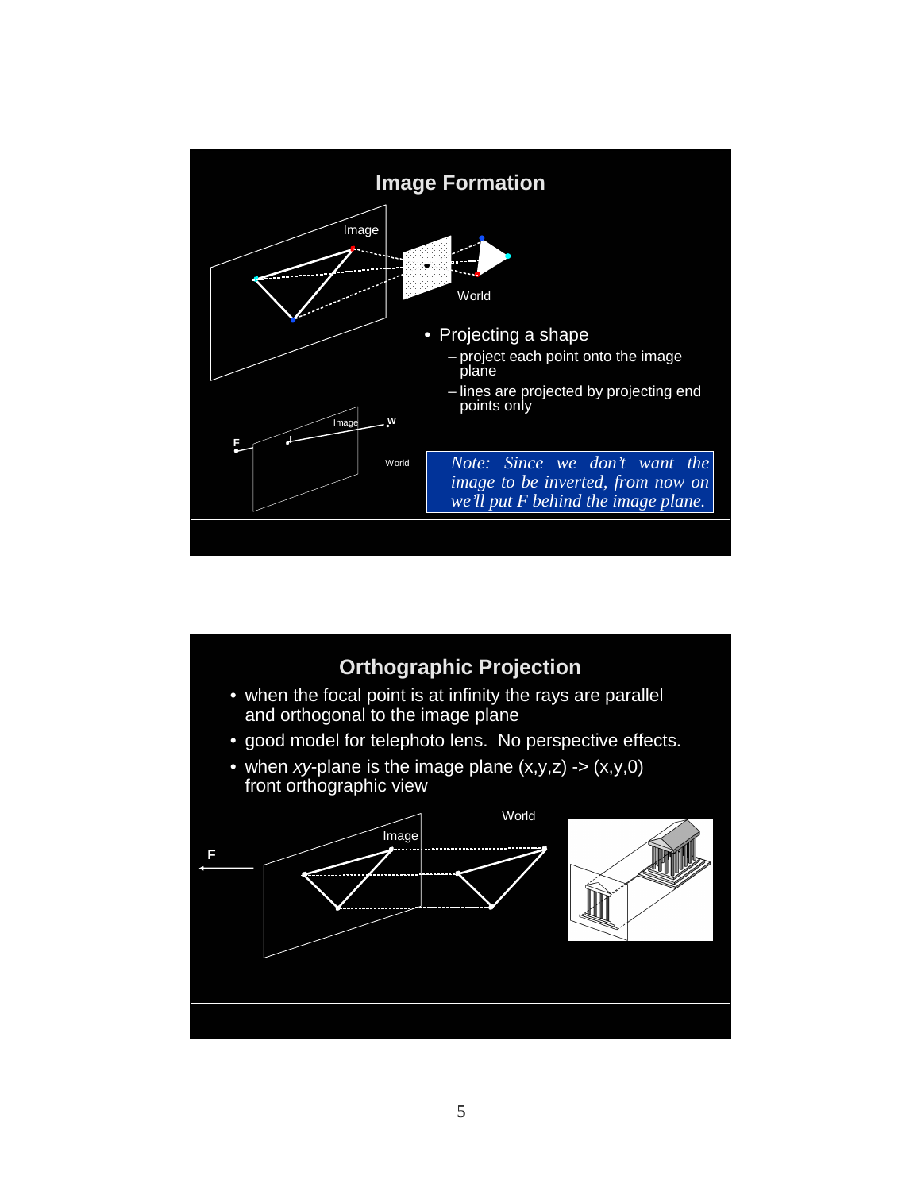## Image Formation

- Projecting a shape
  - project each point onto the image plane
  - lines are projected by projecting end points only

*Note: Since we don't want the image to be inverted, from now on we'll put F behind the image plane.*

## Orthographic Projection

- when the focal point is at infinity the rays are parallel and orthogonal to the image plane
- good model for telephoto lens. No perspective effects.
- when *xy*-plane is the image plane (x,y,z) -> (x,y,0) front orthographic view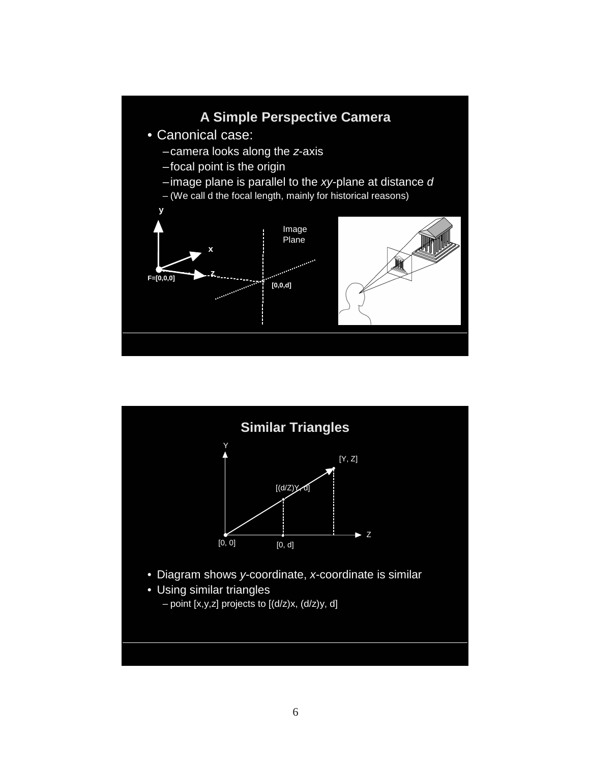## A Simple Perspective Camera

- Canonical case:
  - camera looks along the *z*-axis
  - focal point is the origin
  - image plane is parallel to the *xy*-plane at distance *d*
  - (We call d the focal length, mainly for historical reasons)

## Similar Triangles

- Diagram shows *y*-coordinate, *x*-coordinate is similar
- Using similar triangles
  - point [x,y,z] projects to [(d/z)x, (d/z)y, d]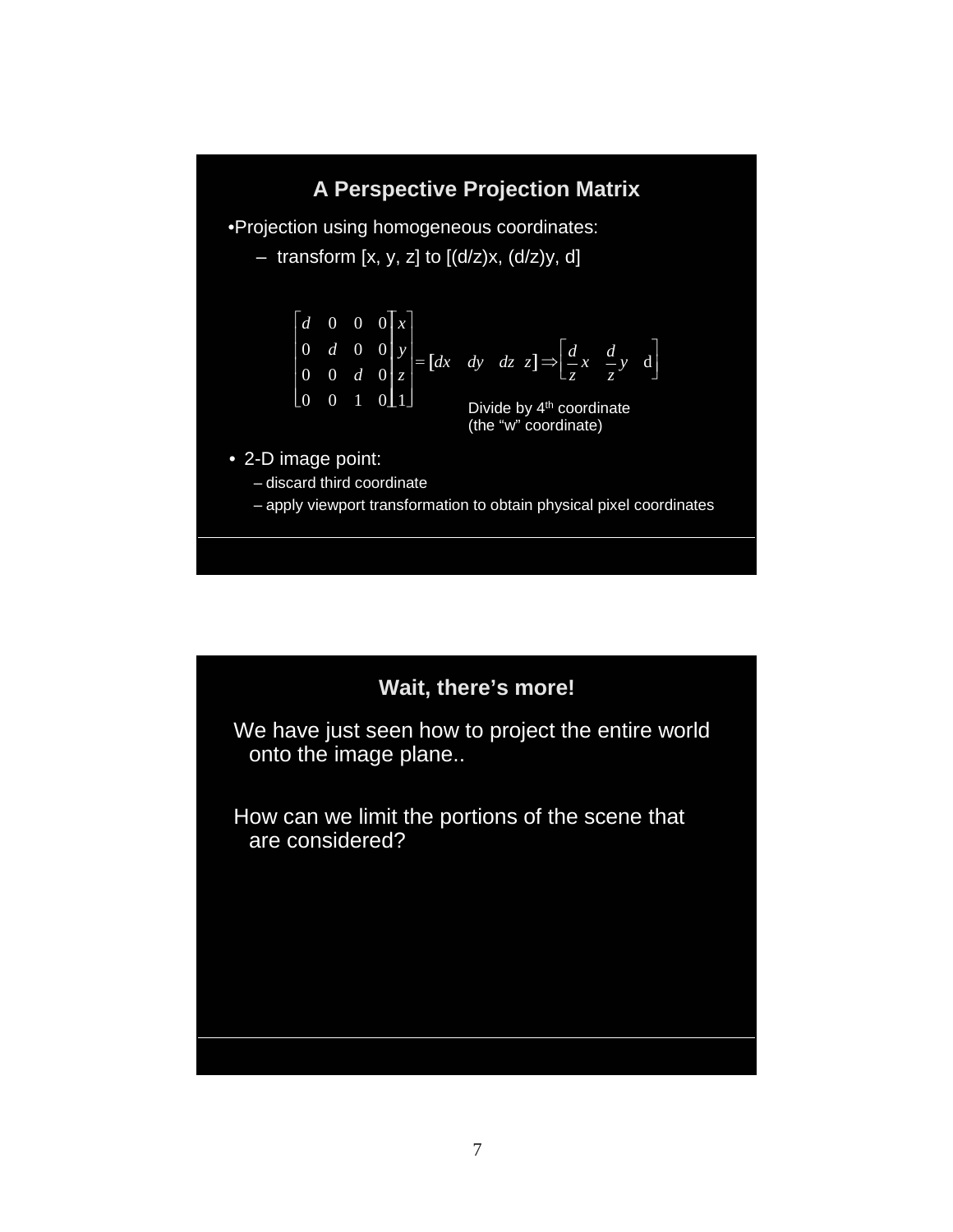## A Perspective Projection Matrix

- Projection using homogeneous coordinates:
  - transform [x, y, z] to [(d/z)x, (d/z)y, d]

$$
\begin{bmatrix} d & 0 & 0 & 0 \\ 0 & d & 0 & 0 \\ 0 & 0 & d & 0 \\ 0 & 0 & 1 & 0 \end{bmatrix}
\begin{bmatrix} x \\ y \\ z \\ 1 \end{bmatrix}
= \begin{bmatrix} dx & dy & dz & z \end{bmatrix} \Rightarrow \begin{bmatrix} \frac{d}{z}x & \frac{d}{z}y & \mathrm{d} \end{bmatrix}
$$

Divide by 4th coordinate (the "w" coordinate)

- 2-D image point:
  - discard third coordinate
  - apply viewport transformation to obtain physical pixel coordinates

## Wait, there's more!

We have just seen how to project the entire world onto the image plane..

How can we limit the portions of the scene that are considered?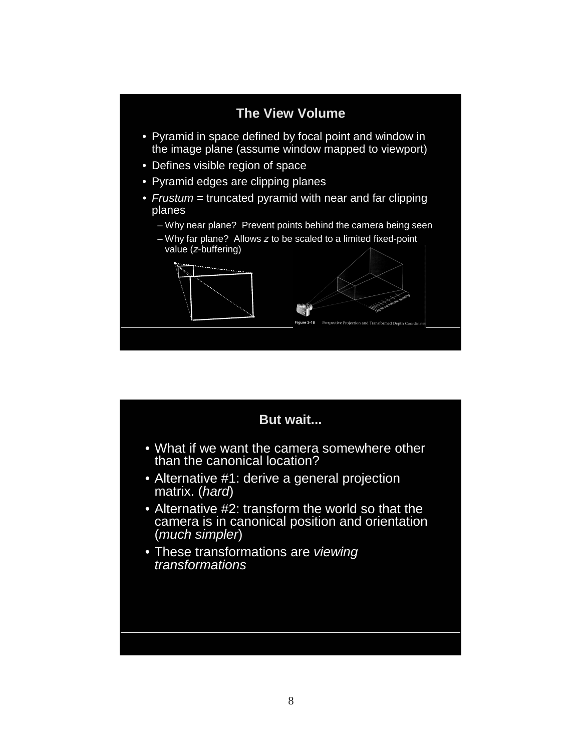## The View Volume

- Pyramid in space defined by focal point and window in the image plane (assume window mapped to viewport)
- Defines visible region of space
- Pyramid edges are clipping planes
- *Frustum* = truncated pyramid with near and far clipping planes
  - Why near plane? Prevent points behind the camera being seen
  - Why far plane? Allows $z$ to be scaled to a limited fixed-point value ($z$-buffering)

Figure 3-18 Perspective Projection and Transformed Depth Coordinates

## But wait...

- What if we want the camera somewhere other than the canonical location?
- Alternative #1: derive a general projection matrix. (*hard*)
- Alternative #2: transform the world so that the camera is in canonical position and orientation (*much simpler*)
- These transformations are *viewing transformations*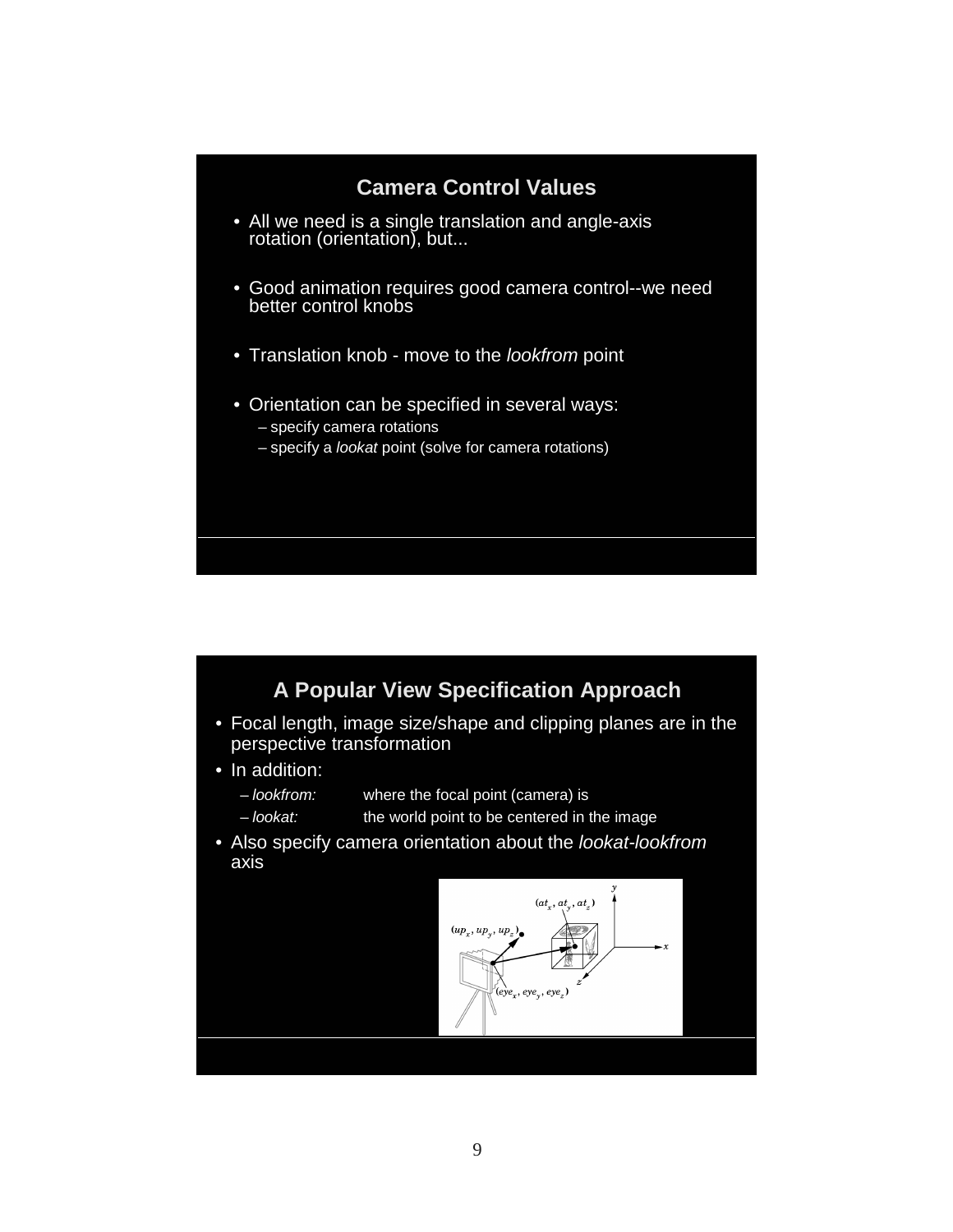## Camera Control Values

- All we need is a single translation and angle-axis rotation (orientation), but...
- Good animation requires good camera control--we need better control knobs
- Translation knob - move to the *lookfrom* point
- Orientation can be specified in several ways:
  - specify camera rotations
  - specify a *lookat* point (solve for camera rotations)

## A Popular View Specification Approach

- Focal length, image size/shape and clipping planes are in the perspective transformation
- In addition:
  - *lookfrom:* where the focal point (camera) is
  - *lookat:* the world point to be centered in the image
- Also specify camera orientation about the *lookat-lookfrom* axis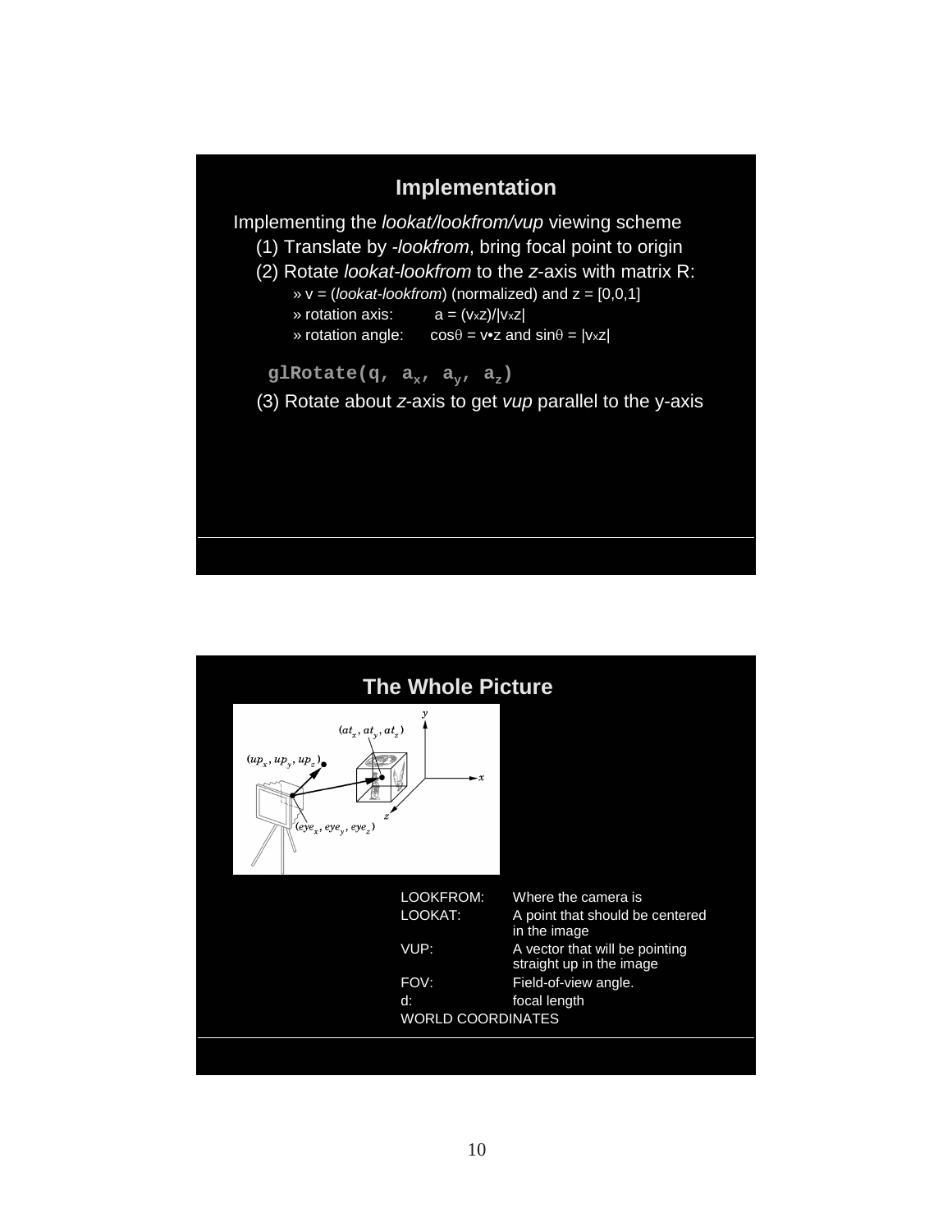## Implementation

Implementing the *lookat/lookfrom/vup* viewing scheme

(1) Translate by *-lookfrom*, bring focal point to origin

(2) Rotate *lookat-lookfrom* to the *z*-axis with matrix R:

- » v = (*lookat-lookfrom*) (normalized) and z = [0,0,1]
- » rotation axis: $a = (v \times z)/|v \times z|$
- » rotation angle: $\cos\theta = v \bullet z$ and $\sin\theta = |v \times z|$

```
glRotate(q, ax, ay, az)
```

(3) Rotate about *z*-axis to get *vup* parallel to the y-axis

## The Whole Picture

| | |
|---|---|
| LOOKFROM: | Where the camera is |
| LOOKAT: | A point that should be centered in the image |
| VUP: | A vector that will be pointing straight up in the image |
| FOV: | Field-of-view angle. |
| d: | focal length |

WORLD COORDINATES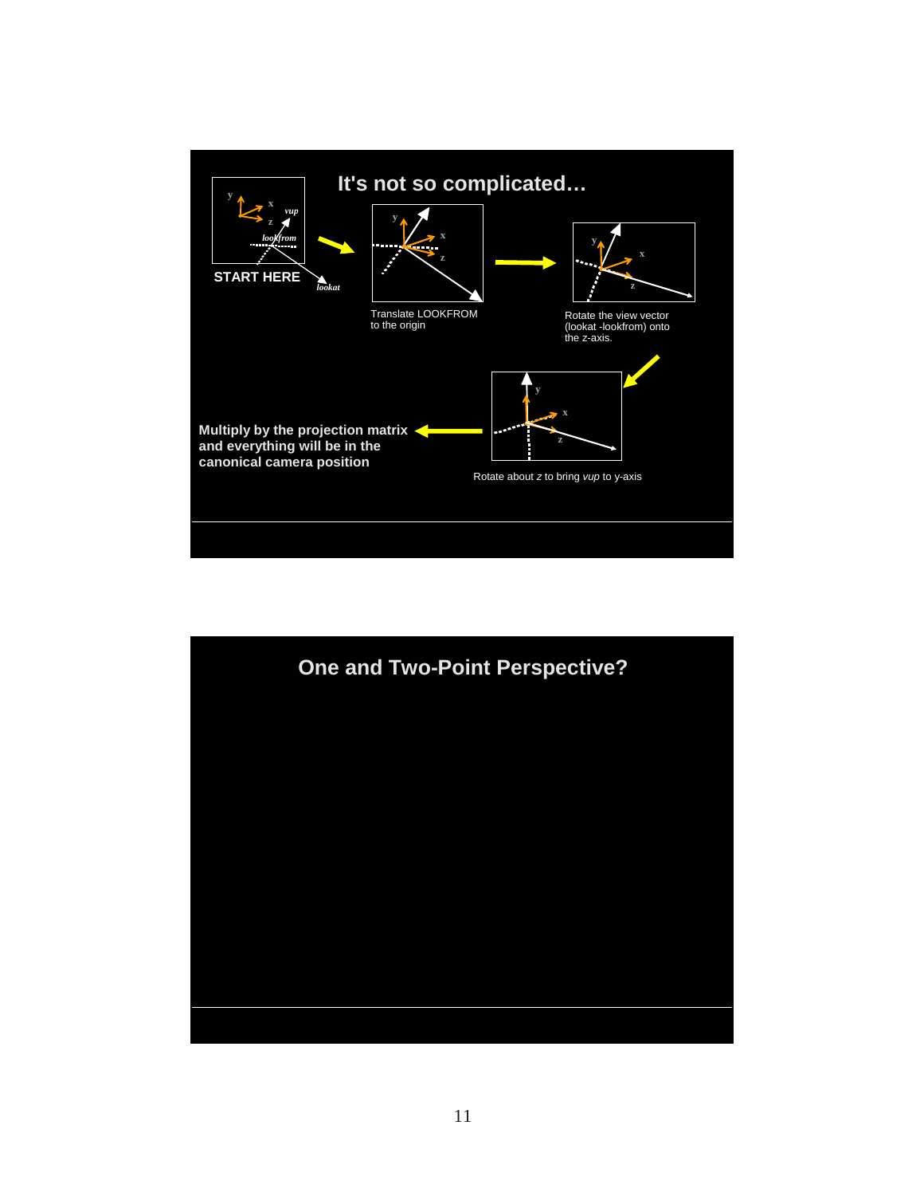## It's not so complicated…

START HERE

Translate LOOKFROM to the origin

Rotate the view vector (lookat -lookfrom) onto the z-axis.

Rotate about *z* to bring *vup* to y-axis

**Multiply by the projection matrix and everything will be in the canonical camera position**

## One and Two-Point Perspective?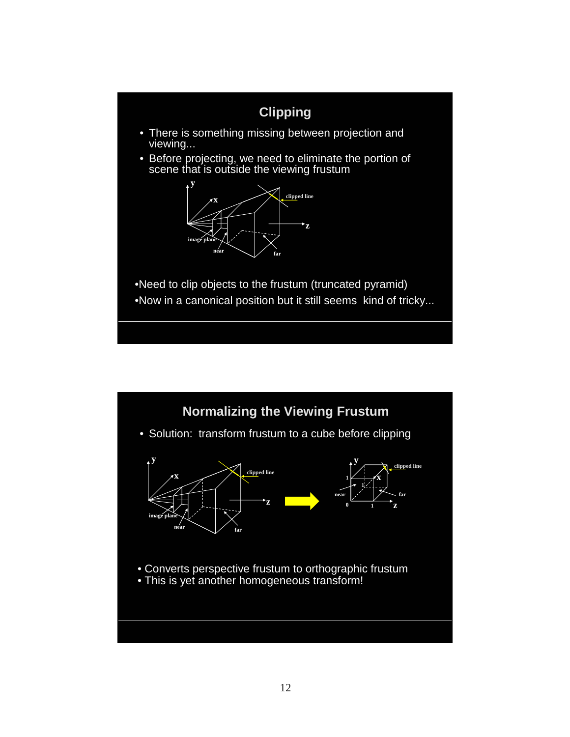## Clipping

- There is something missing between projection and viewing...
- Before projecting, we need to eliminate the portion of scene that is outside the viewing frustum

•Need to clip objects to the frustum (truncated pyramid)

•Now in a canonical position but it still seems kind of tricky...

## Normalizing the Viewing Frustum

- Solution: transform frustum to a cube before clipping

- Converts perspective frustum to orthographic frustum
- This is yet another homogeneous transform!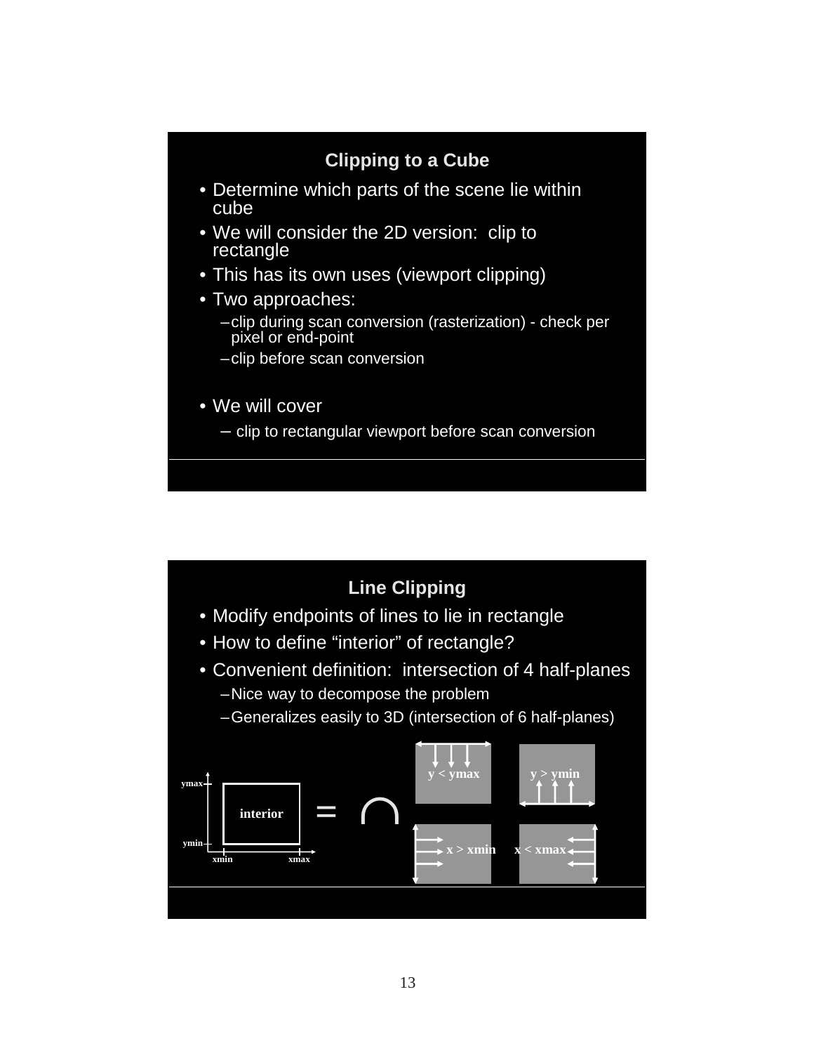## Clipping to a Cube

- Determine which parts of the scene lie within cube
- We will consider the 2D version: clip to rectangle
- This has its own uses (viewport clipping)
- Two approaches:
  - clip during scan conversion (rasterization) - check per pixel or end-point
  - clip before scan conversion
- We will cover
  - clip to rectangular viewport before scan conversion

## Line Clipping

- Modify endpoints of lines to lie in rectangle
- How to define "interior" of rectangle?
- Convenient definition: intersection of 4 half-planes
  - Nice way to decompose the problem
  - Generalizes easily to 3D (intersection of 6 half-planes)

ymax, ymin, xmin, xmax — interior = ∩ of: y < ymax, y > ymin, x > xmin, x < xmax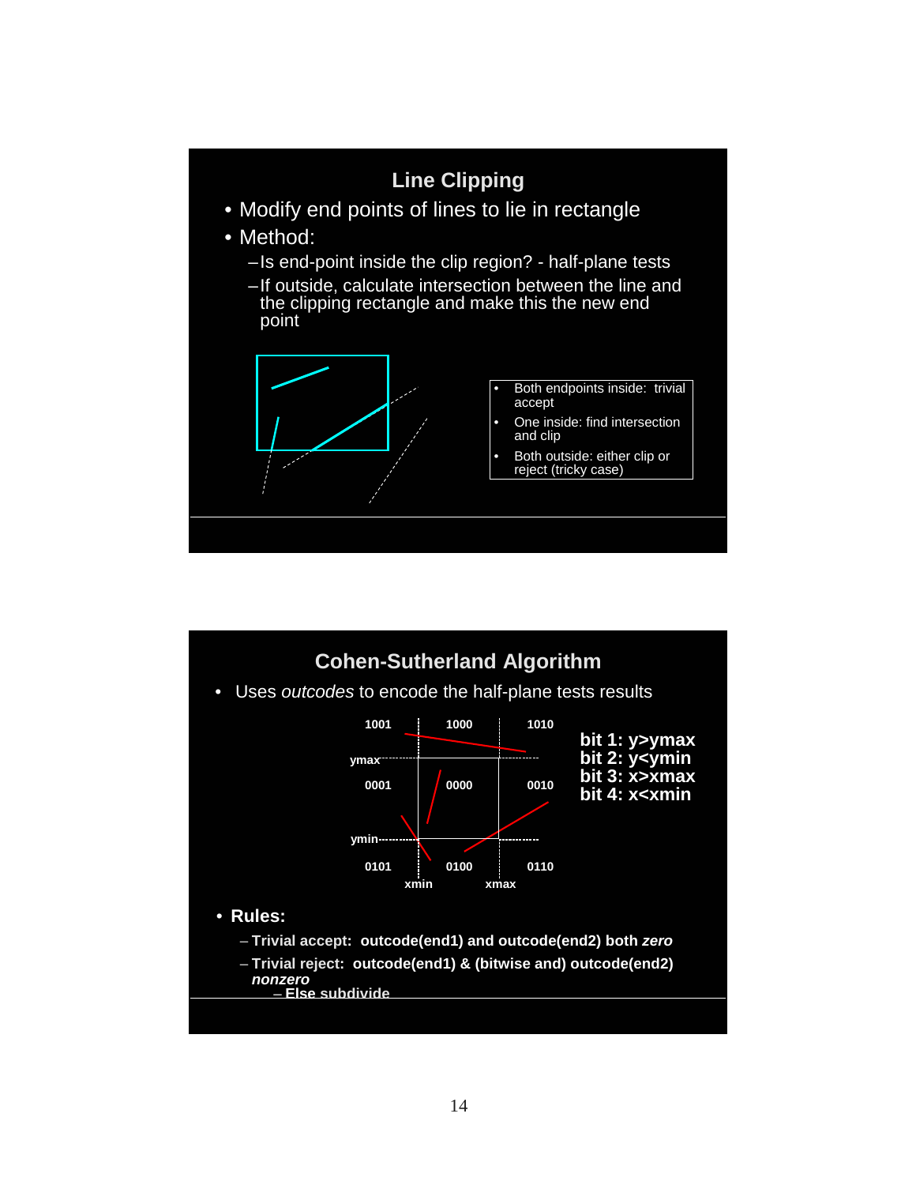## Line Clipping

- Modify end points of lines to lie in rectangle
- Method:
  - Is end-point inside the clip region? - half-plane tests
  - If outside, calculate intersection between the line and the clipping rectangle and make this the new end point

- Both endpoints inside: trivial accept
- One inside: find intersection and clip
- Both outside: either clip or reject (tricky case)

## Cohen-Sutherland Algorithm

- Uses *outcodes* to encode the half-plane tests results

| | | xmin | | xmax | |
|---|---|---|---|---|---|
| | 1001 | | 1000 | | 1010 |
| ymax | | | | | |
| | 0001 | | 0000 | | 0010 |
| ymin | | | | | |
| | 0101 | | 0100 | | 0110 |

**bit 1: y>ymax**
**bit 2: y<ymin**
**bit 3: x>xmax**
**bit 4: x<xmin**

- **Rules:**
  - **Trivial accept: outcode(end1) and outcode(end2) both *zero***
  - **Trivial reject: outcode(end1) & (bitwise and) outcode(end2) *nonzero***
    - **Else subdivide**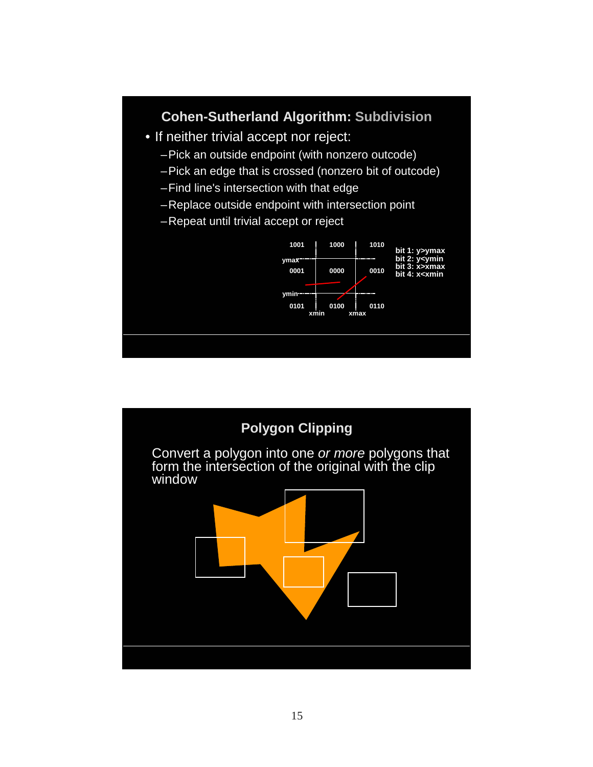## Cohen-Sutherland Algorithm: Subdivision

- If neither trivial accept nor reject:
  - Pick an outside endpoint (with nonzero outcode)
  - Pick an edge that is crossed (nonzero bit of outcode)
  - Find line's intersection with that edge
  - Replace outside endpoint with intersection point
  - Repeat until trivial accept or reject

| 1001 | 1000 | 1010 |
|---|---|---|
| 0001 | 0000 | 0010 |
| 0101 | 0100 | 0110 |

ymax, ymin, xmin, xmax

bit 1: y>ymax
bit 2: y<ymin
bit 3: x>xmax
bit 4: x<xmin

## Polygon Clipping

Convert a polygon into one *or more* polygons that form the intersection of the original with the clip window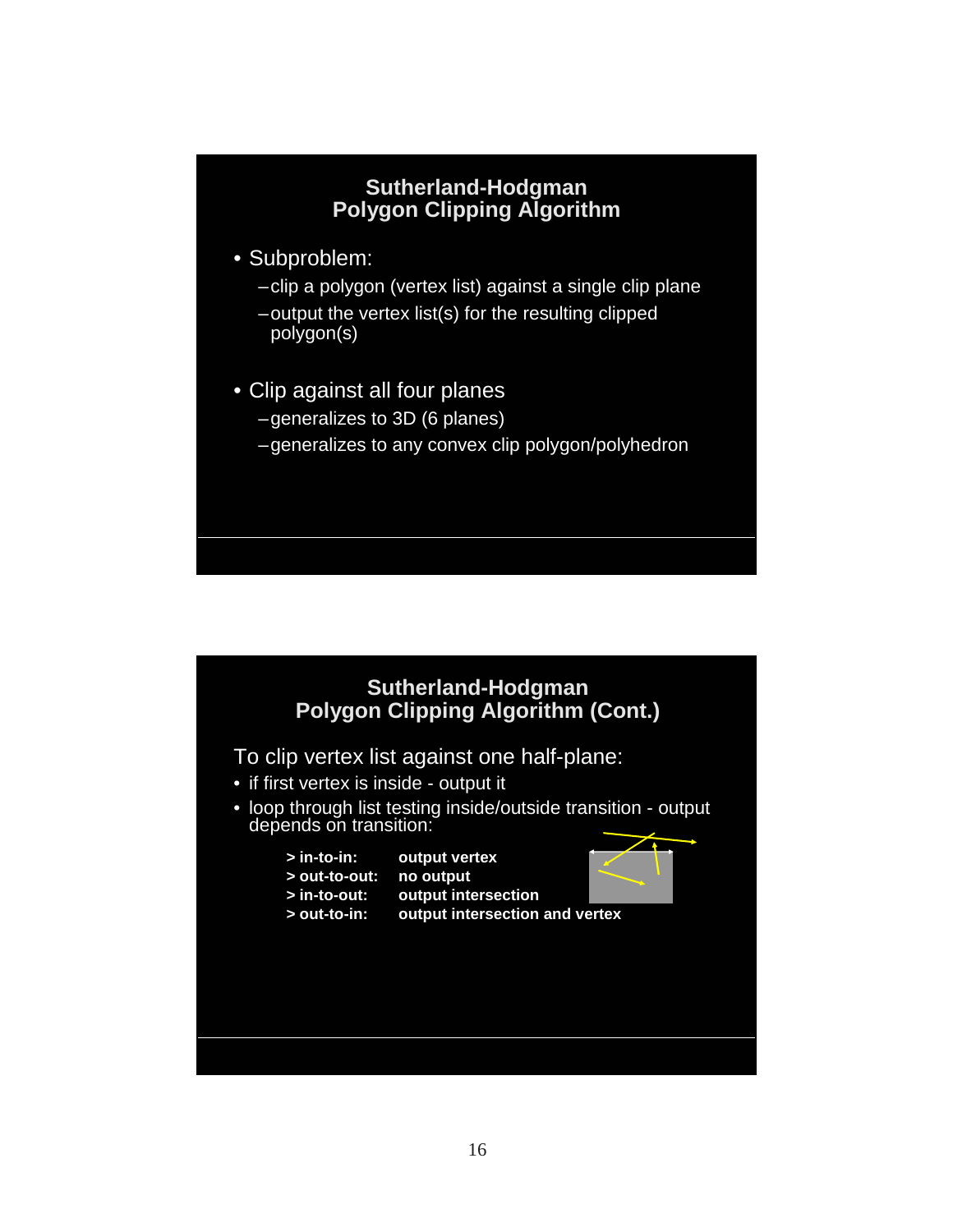## Sutherland-Hodgman Polygon Clipping Algorithm

- Subproblem:
  - clip a polygon (vertex list) against a single clip plane
  - output the vertex list(s) for the resulting clipped polygon(s)
- Clip against all four planes
  - generalizes to 3D (6 planes)
  - generalizes to any convex clip polygon/polyhedron

## Sutherland-Hodgman Polygon Clipping Algorithm (Cont.)

To clip vertex list against one half-plane:

- if first vertex is inside - output it
- loop through list testing inside/outside transition - output depends on transition:

**> in-to-in:** **output vertex**
**> out-to-out:** **no output**
**> in-to-out:** **output intersection**
**> out-to-in:** **output intersection and vertex**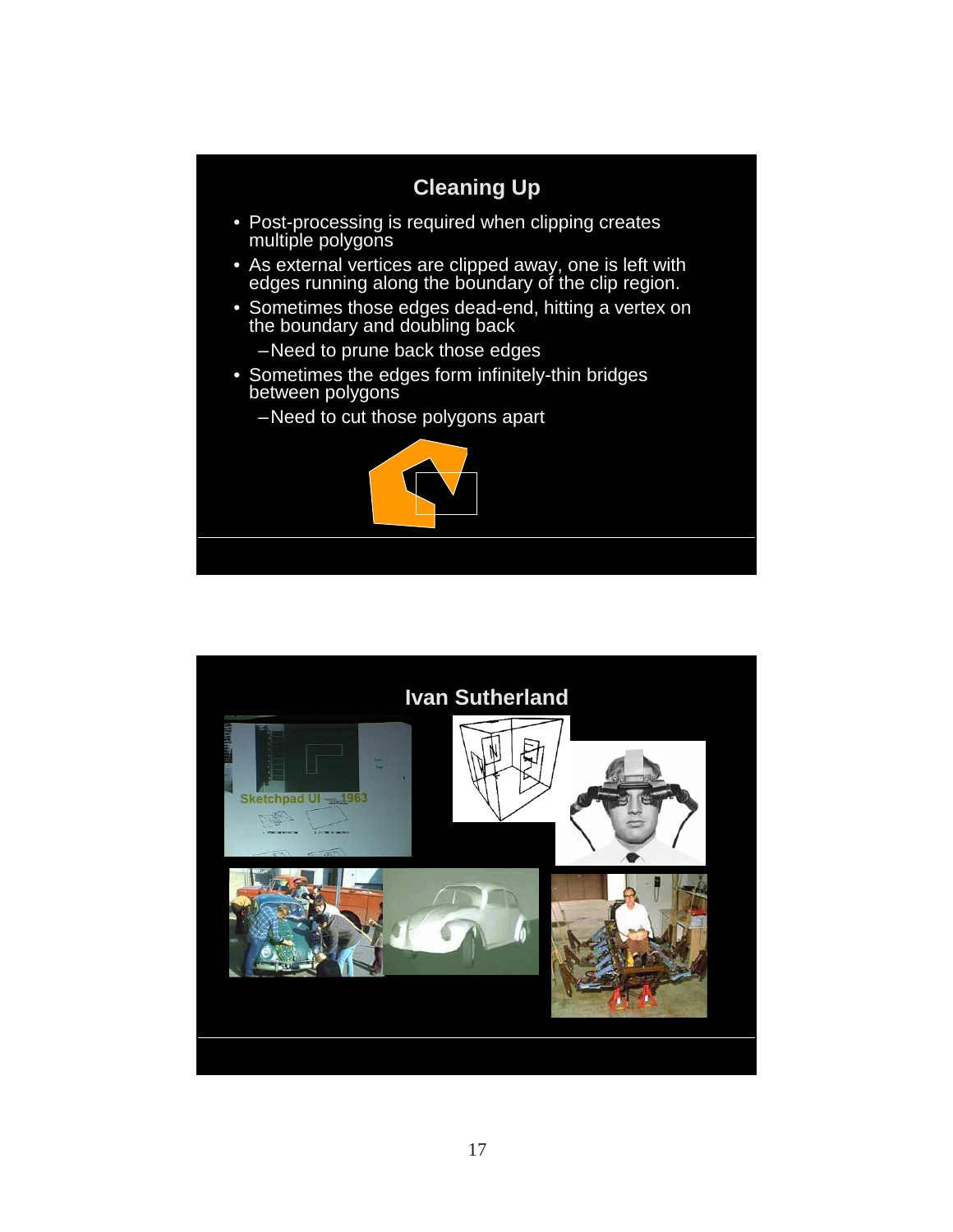## Cleaning Up

- Post-processing is required when clipping creates multiple polygons
- As external vertices are clipped away, one is left with edges running along the boundary of the clip region.
- Sometimes those edges dead-end, hitting a vertex on the boundary and doubling back
  - Need to prune back those edges
- Sometimes the edges form infinitely-thin bridges between polygons
  - Need to cut those polygons apart

## Ivan Sutherland

Sketchpad UI 1963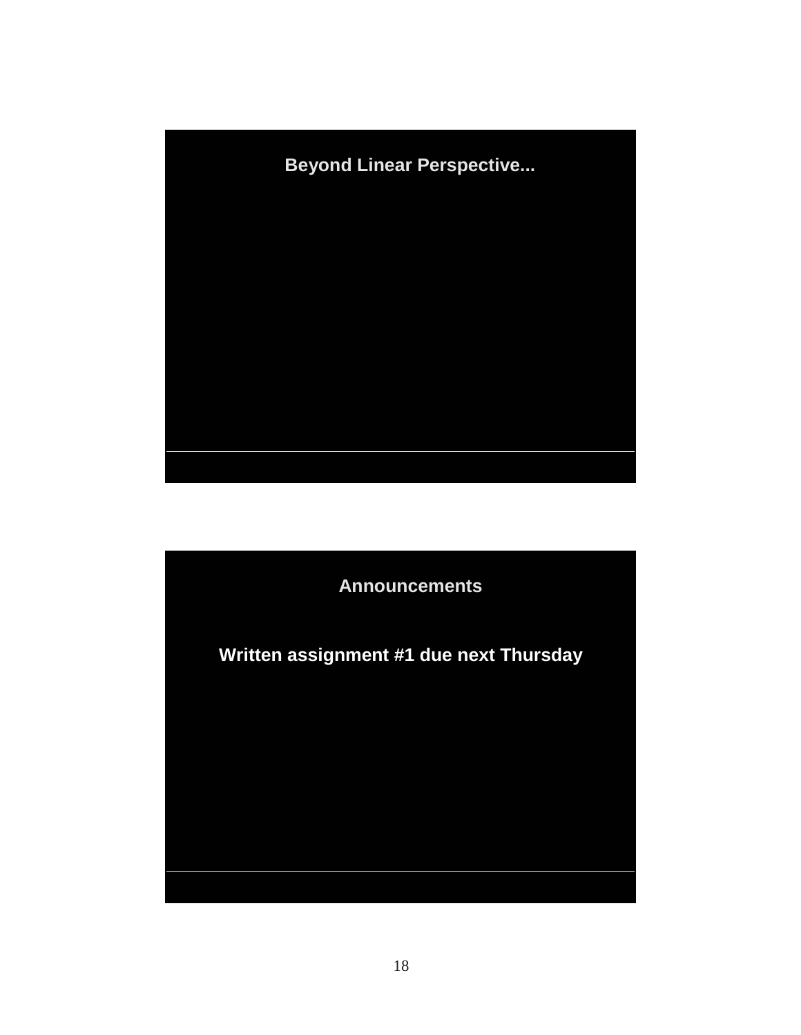## Beyond Linear Perspective...

## Announcements

**Written assignment #1 due next Thursday**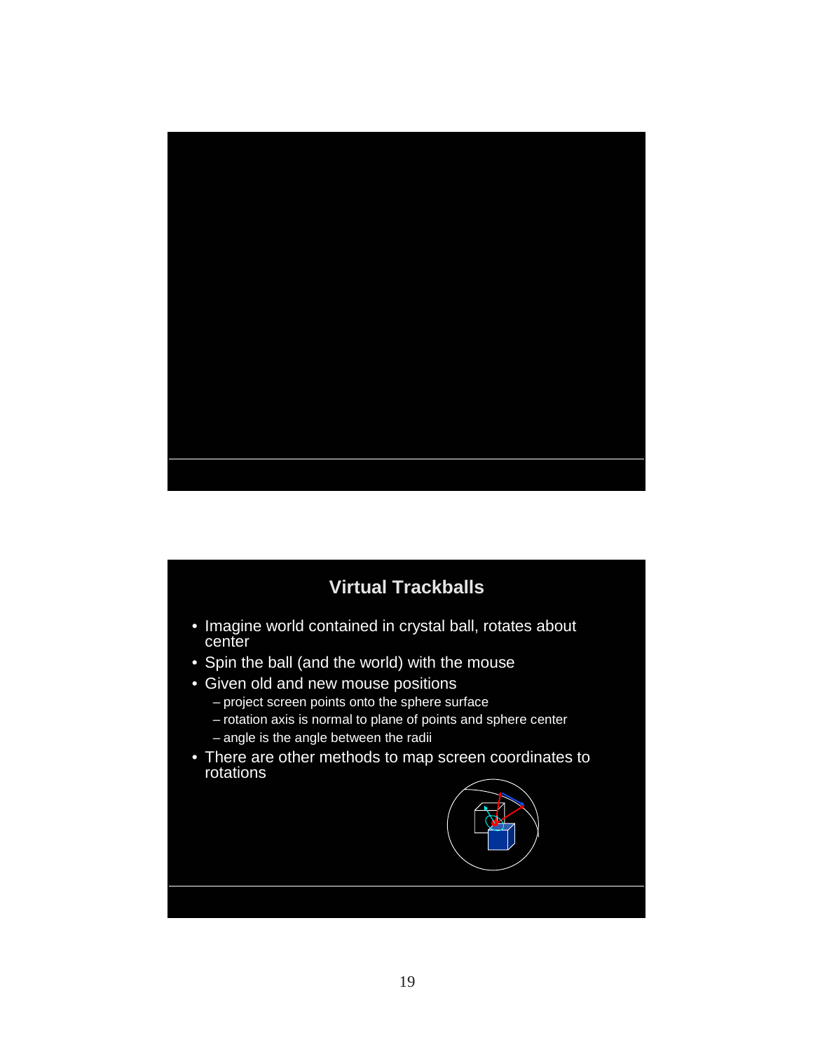## Virtual Trackballs

- Imagine world contained in crystal ball, rotates about center
- Spin the ball (and the world) with the mouse
- Given old and new mouse positions
  - project screen points onto the sphere surface
  - rotation axis is normal to plane of points and sphere center
  - angle is the angle between the radii
- There are other methods to map screen coordinates to rotations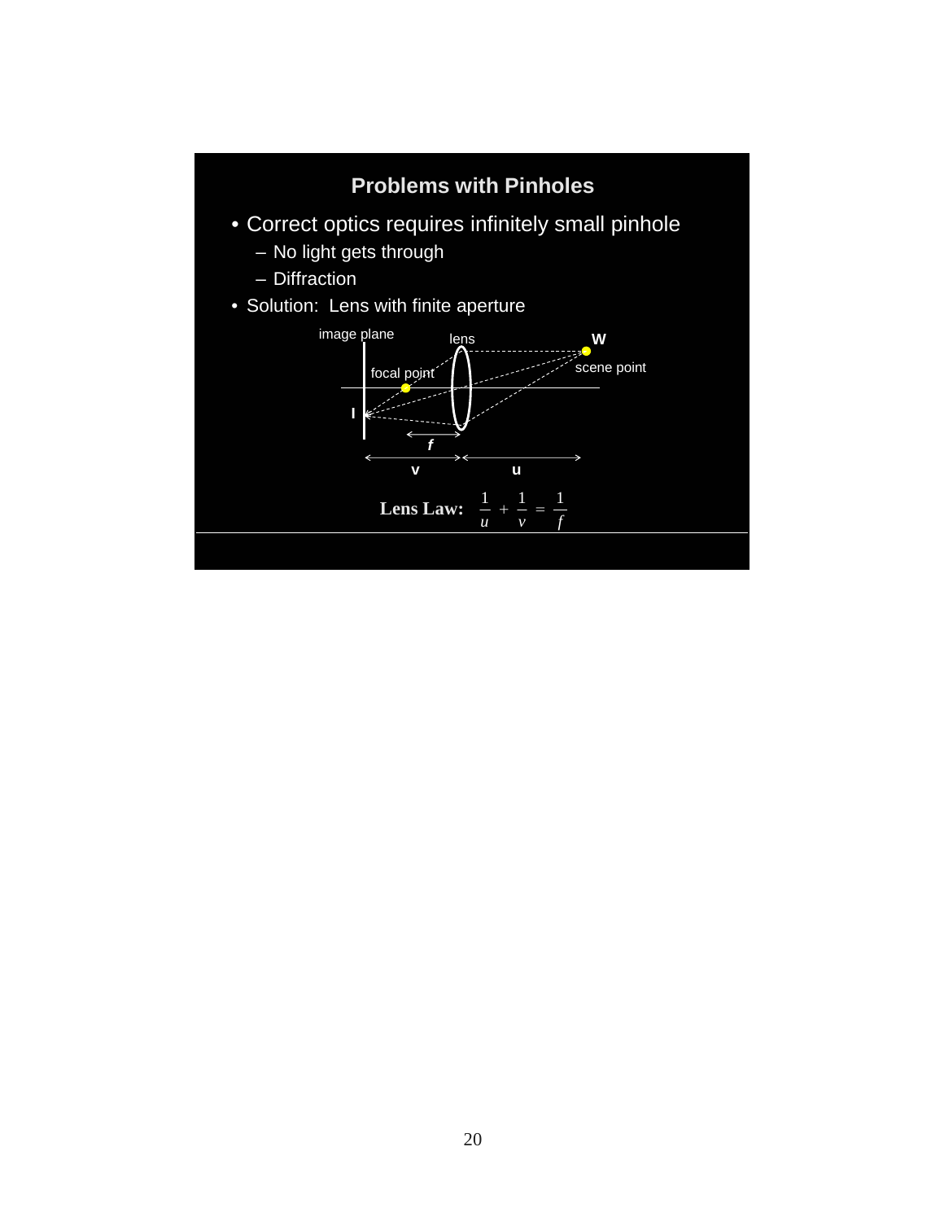## Problems with Pinholes

- Correct optics requires infinitely small pinhole
  - No light gets through
  - Diffraction
- Solution: Lens with finite aperture

image plane

lens

W

scene point

focal point

I

f

v

u

**Lens Law:** $\frac{1}{u} + \frac{1}{v} = \frac{1}{f}$